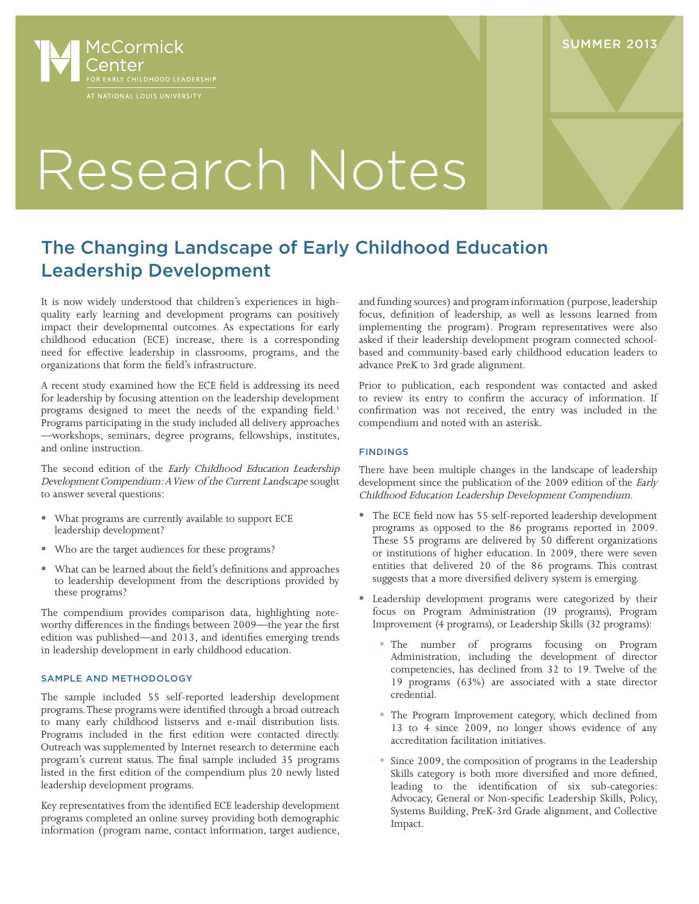McCormick Center FOR EARLY CHILDHOOD LEADERSHIP AT NATIONAL LOUIS UNIVERSITY

SUMMER 2013

# Research Notes

## The Changing Landscape of Early Childhood Education Leadership Development

It is now widely understood that children's experiences in high-quality early learning and development programs can positively impact their developmental outcomes. As expectations for early childhood education (ECE) increase, there is a corresponding need for effective leadership in classrooms, programs, and the organizations that form the field's infrastructure.

A recent study examined how the ECE field is addressing its need for leadership by focusing attention on the leadership development programs designed to meet the needs of the expanding field.[1] Programs participating in the study included all delivery approaches—workshops, seminars, degree programs, fellowships, institutes, and online instruction.

The second edition of the *Early Childhood Education Leadership Development Compendium: A View of the Current Landscape* sought to answer several questions:

- What programs are currently available to support ECE leadership development?
- Who are the target audiences for these programs?
- What can be learned about the field's definitions and approaches to leadership development from the descriptions provided by these programs?

The compendium provides comparison data, highlighting note-worthy differences in the findings between 2009—the year the first edition was published—and 2013, and identifies emerging trends in leadership development in early childhood education.

### SAMPLE AND METHODOLOGY

The sample included 55 self-reported leadership development programs. These programs were identified through a broad outreach to many early childhood listservs and e-mail distribution lists. Programs included in the first edition were contacted directly. Outreach was supplemented by Internet research to determine each program's current status. The final sample included 35 programs listed in the first edition of the compendium plus 20 newly listed leadership development programs.

Key representatives from the identified ECE leadership development programs completed an online survey providing both demographic information (program name, contact information, target audience, and funding sources) and program information (purpose, leadership focus, definition of leadership, as well as lessons learned from implementing the program). Program representatives were also asked if their leadership development program connected school-based and community-based early childhood education leaders to advance PreK to 3rd grade alignment.

Prior to publication, each respondent was contacted and asked to review its entry to confirm the accuracy of information. If confirmation was not received, the entry was included in the compendium and noted with an asterisk.

### FINDINGS

There have been multiple changes in the landscape of leadership development since the publication of the 2009 edition of the *Early Childhood Education Leadership Development Compendium*.

- The ECE field now has 55 self-reported leadership development programs as opposed to the 86 programs reported in 2009. These 55 programs are delivered by 50 different organizations or institutions of higher education. In 2009, there were seven entities that delivered 20 of the 86 programs. This contrast suggests that a more diversified delivery system is emerging.
- Leadership development programs were categorized by their focus on Program Administration (19 programs), Program Improvement (4 programs), or Leadership Skills (32 programs):
  - The number of programs focusing on Program Administration, including the development of director competencies, has declined from 32 to 19. Twelve of the 19 programs (63%) are associated with a state director credential.
  - The Program Improvement category, which declined from 13 to 4 since 2009, no longer shows evidence of any accreditation facilitation initiatives.
  - Since 2009, the composition of programs in the Leadership Skills category is both more diversified and more defined, leading to the identification of six sub-categories: Advocacy, General or Non-specific Leadership Skills, Policy, Systems Building, PreK-3rd Grade alignment, and Collective Impact.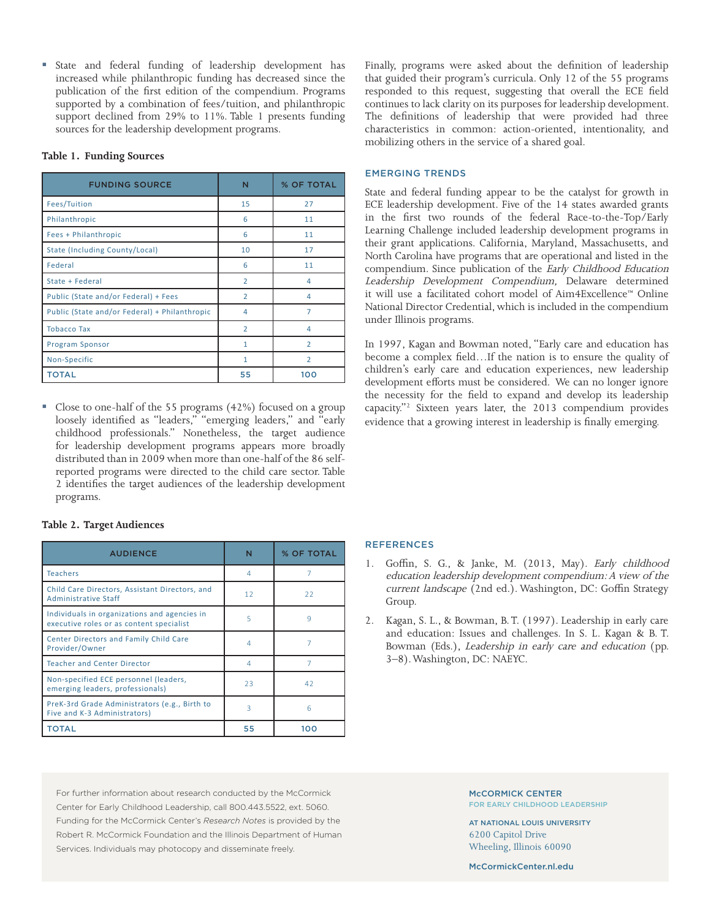- State and federal funding of leadership development has increased while philanthropic funding has decreased since the publication of the first edition of the compendium. Programs supported by a combination of fees/tuition, and philanthropic support declined from 29% to 11%. Table 1 presents funding sources for the leadership development programs.

**Table 1. Funding Sources**

| FUNDING SOURCE | N | % OF TOTAL |
|---|---|---|
| Fees/Tuition | 15 | 27 |
| Philanthropic | 6 | 11 |
| Fees + Philanthropic | 6 | 11 |
| State (Including County/Local) | 10 | 17 |
| Federal | 6 | 11 |
| State + Federal | 2 | 4 |
| Public (State and/or Federal) + Fees | 2 | 4 |
| Public (State and/or Federal) + Philanthropic | 4 | 7 |
| Tobacco Tax | 2 | 4 |
| Program Sponsor | 1 | 2 |
| Non-Specific | 1 | 2 |
| **TOTAL** | **55** | **100** |

- Close to one-half of the 55 programs (42%) focused on a group loosely identified as "leaders," "emerging leaders," and "early childhood professionals." Nonetheless, the target audience for leadership development programs appears more broadly distributed than in 2009 when more than one-half of the 86 self-reported programs were directed to the child care sector. Table 2 identifies the target audiences of the leadership development programs.

**Table 2. Target Audiences**

| AUDIENCE | N | % OF TOTAL |
|---|---|---|
| Teachers | 4 | 7 |
| Child Care Directors, Assistant Directors, and Administrative Staff | 12 | 22 |
| Individuals in organizations and agencies in executive roles or as content specialist | 5 | 9 |
| Center Directors and Family Child Care Provider/Owner | 4 | 7 |
| Teacher and Center Director | 4 | 7 |
| Non-specified ECE personnel (leaders, emerging leaders, professionals) | 23 | 42 |
| PreK-3rd Grade Administrators (e.g., Birth to Five and K-3 Administrators) | 3 | 6 |
| **TOTAL** | **55** | **100** |

Finally, programs were asked about the definition of leadership that guided their program's curricula. Only 12 of the 55 programs responded to this request, suggesting that overall the ECE field continues to lack clarity on its purposes for leadership development. The definitions of leadership that were provided had three characteristics in common: action-oriented, intentionality, and mobilizing others in the service of a shared goal.

## EMERGING TRENDS

State and federal funding appear to be the catalyst for growth in ECE leadership development. Five of the 14 states awarded grants in the first two rounds of the federal Race-to-the-Top/Early Learning Challenge included leadership development programs in their grant applications. California, Maryland, Massachusetts, and North Carolina have programs that are operational and listed in the compendium. Since publication of the *Early Childhood Education Leadership Development Compendium,* Delaware determined it will use a facilitated cohort model of Aim4Excellence™ Online National Director Credential, which is included in the compendium under Illinois programs.

In 1997, Kagan and Bowman noted, "Early care and education has become a complex field…If the nation is to ensure the quality of children's early care and education experiences, new leadership development efforts must be considered. We can no longer ignore the necessity for the field to expand and develop its leadership capacity."[2] Sixteen years later, the 2013 compendium provides evidence that a growing interest in leadership is finally emerging.

## REFERENCES

1. Goffin, S. G., & Janke, M. (2013, May). *Early childhood education leadership development compendium: A view of the current landscape* (2nd ed.). Washington, DC: Goffin Strategy Group.
2. Kagan, S. L., & Bowman, B. T. (1997). Leadership in early care and education: Issues and challenges. In S. L. Kagan & B. T. Bowman (Eds.), *Leadership in early care and education* (pp. 3–8). Washington, DC: NAEYC.

For further information about research conducted by the McCormick Center for Early Childhood Leadership, call 800.443.5522, ext. 5060. Funding for the McCormick Center's *Research Notes* is provided by the Robert R. McCormick Foundation and the Illinois Department of Human Services. Individuals may photocopy and disseminate freely.

McCORMICK CENTER
FOR EARLY CHILDHOOD LEADERSHIP

AT NATIONAL LOUIS UNIVERSITY
6200 Capitol Drive
Wheeling, Illinois 60090

McCormickCenter.nl.edu